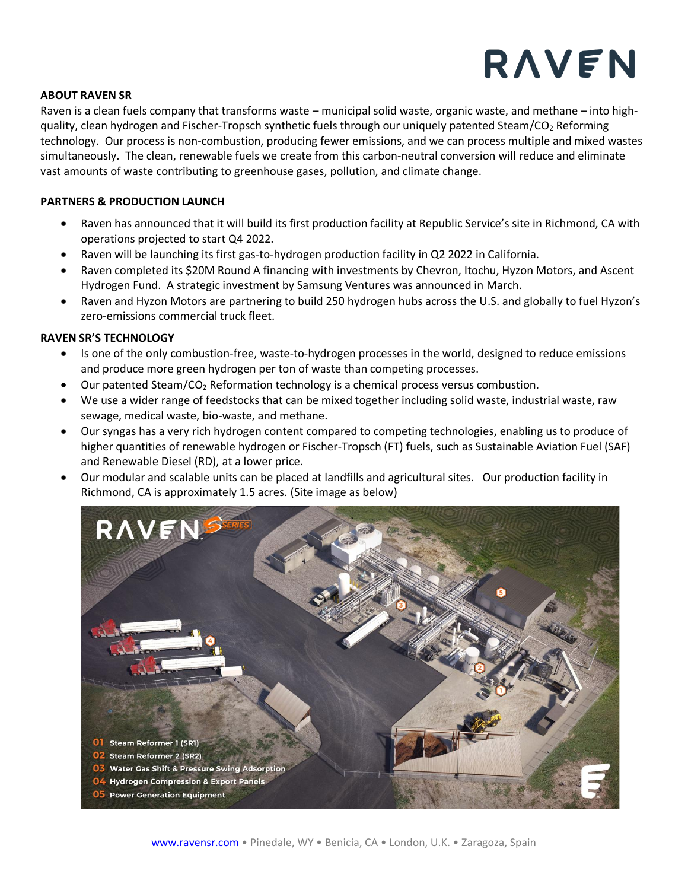# RAVEN

## ABOUT RAVEN SR

Raven is a clean fuels company that transforms waste – municipal solid waste, organic waste, and methane – into high-quality, clean hydrogen and Fischer-Tropsch synthetic fuels through our uniquely patented Steam/$CO_2$ Reforming technology. Our process is non-combustion, producing fewer emissions, and we can process multiple and mixed wastes simultaneously. The clean, renewable fuels we create from this carbon-neutral conversion will reduce and eliminate vast amounts of waste contributing to greenhouse gases, pollution, and climate change.

## PARTNERS & PRODUCTION LAUNCH

- Raven has announced that it will build its first production facility at Republic Service's site in Richmond, CA with operations projected to start Q4 2022.
- Raven will be launching its first gas-to-hydrogen production facility in Q2 2022 in California.
- Raven completed its $20M Round A financing with investments by Chevron, Itochu, Hyzon Motors, and Ascent Hydrogen Fund. A strategic investment by Samsung Ventures was announced in March.
- Raven and Hyzon Motors are partnering to build 250 hydrogen hubs across the U.S. and globally to fuel Hyzon's zero-emissions commercial truck fleet.

## RAVEN SR'S TECHNOLOGY

- Is one of the only combustion-free, waste-to-hydrogen processes in the world, designed to reduce emissions and produce more green hydrogen per ton of waste than competing processes.
- Our patented Steam/$CO_2$ Reformation technology is a chemical process versus combustion.
- We use a wider range of feedstocks that can be mixed together including solid waste, industrial waste, raw sewage, medical waste, bio-waste, and methane.
- Our syngas has a very rich hydrogen content compared to competing technologies, enabling us to produce of higher quantities of renewable hydrogen or Fischer-Tropsch (FT) fuels, such as Sustainable Aviation Fuel (SAF) and Renewable Diesel (RD), at a lower price.
- Our modular and scalable units can be placed at landfills and agricultural sites. Our production facility in Richmond, CA is approximately 1.5 acres. (Site image as below)

RAVEN S SERIES

01 Steam Reformer 1 (SR1)
02 Steam Reformer 2 (SR2)
03 Water Gas Shift & Pressure Swing Adsorption
04 Hydrogen Compression & Export Panels
05 Power Generation Equipment

www.ravensr.com • Pinedale, WY • Benicia, CA • London, U.K. • Zaragoza, Spain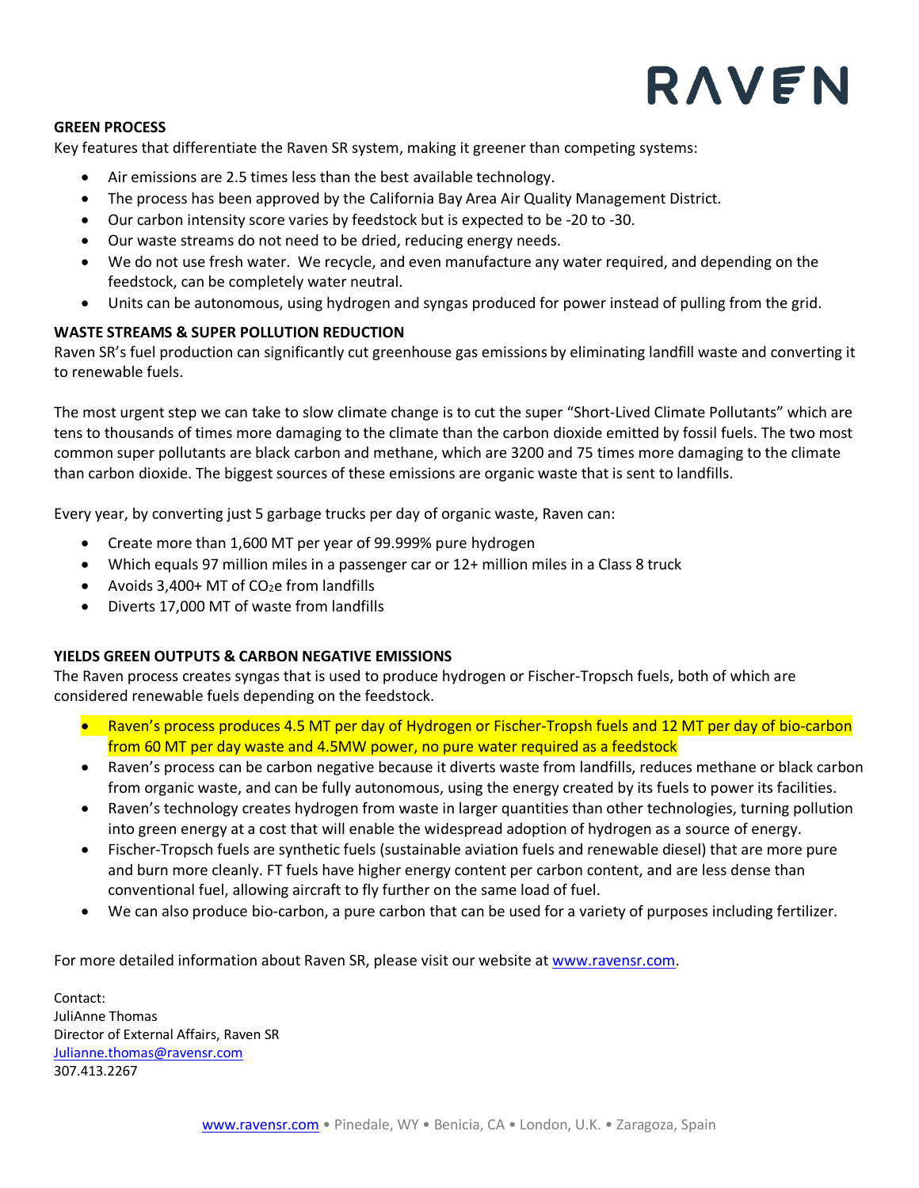RAVEN

**GREEN PROCESS**

Key features that differentiate the Raven SR system, making it greener than competing systems:

- Air emissions are 2.5 times less than the best available technology.
- The process has been approved by the California Bay Area Air Quality Management District.
- Our carbon intensity score varies by feedstock but is expected to be -20 to -30.
- Our waste streams do not need to be dried, reducing energy needs.
- We do not use fresh water. We recycle, and even manufacture any water required, and depending on the feedstock, can be completely water neutral.
- Units can be autonomous, using hydrogen and syngas produced for power instead of pulling from the grid.

**WASTE STREAMS & SUPER POLLUTION REDUCTION**

Raven SR's fuel production can significantly cut greenhouse gas emissions by eliminating landfill waste and converting it to renewable fuels.

The most urgent step we can take to slow climate change is to cut the super "Short-Lived Climate Pollutants" which are tens to thousands of times more damaging to the climate than the carbon dioxide emitted by fossil fuels. The two most common super pollutants are black carbon and methane, which are 3200 and 75 times more damaging to the climate than carbon dioxide. The biggest sources of these emissions are organic waste that is sent to landfills.

Every year, by converting just 5 garbage trucks per day of organic waste, Raven can:

- Create more than 1,600 MT per year of 99.999% pure hydrogen
- Which equals 97 million miles in a passenger car or 12+ million miles in a Class 8 truck
- Avoids 3,400+ MT of $CO_2e$ from landfills
- Diverts 17,000 MT of waste from landfills

**YIELDS GREEN OUTPUTS & CARBON NEGATIVE EMISSIONS**

The Raven process creates syngas that is used to produce hydrogen or Fischer-Tropsch fuels, both of which are considered renewable fuels depending on the feedstock.

- Raven's process produces 4.5 MT per day of Hydrogen or Fischer-Tropsh fuels and 12 MT per day of bio-carbon from 60 MT per day waste and 4.5MW power, no pure water required as a feedstock
- Raven's process can be carbon negative because it diverts waste from landfills, reduces methane or black carbon from organic waste, and can be fully autonomous, using the energy created by its fuels to power its facilities.
- Raven's technology creates hydrogen from waste in larger quantities than other technologies, turning pollution into green energy at a cost that will enable the widespread adoption of hydrogen as a source of energy.
- Fischer-Tropsch fuels are synthetic fuels (sustainable aviation fuels and renewable diesel) that are more pure and burn more cleanly. FT fuels have higher energy content per carbon content, and are less dense than conventional fuel, allowing aircraft to fly further on the same load of fuel.
- We can also produce bio-carbon, a pure carbon that can be used for a variety of purposes including fertilizer.

For more detailed information about Raven SR, please visit our website at www.ravensr.com.

Contact:
JuliAnne Thomas
Director of External Affairs, Raven SR
Julianne.thomas@ravensr.com
307.413.2267

www.ravensr.com • Pinedale, WY • Benicia, CA • London, U.K. • Zaragoza, Spain